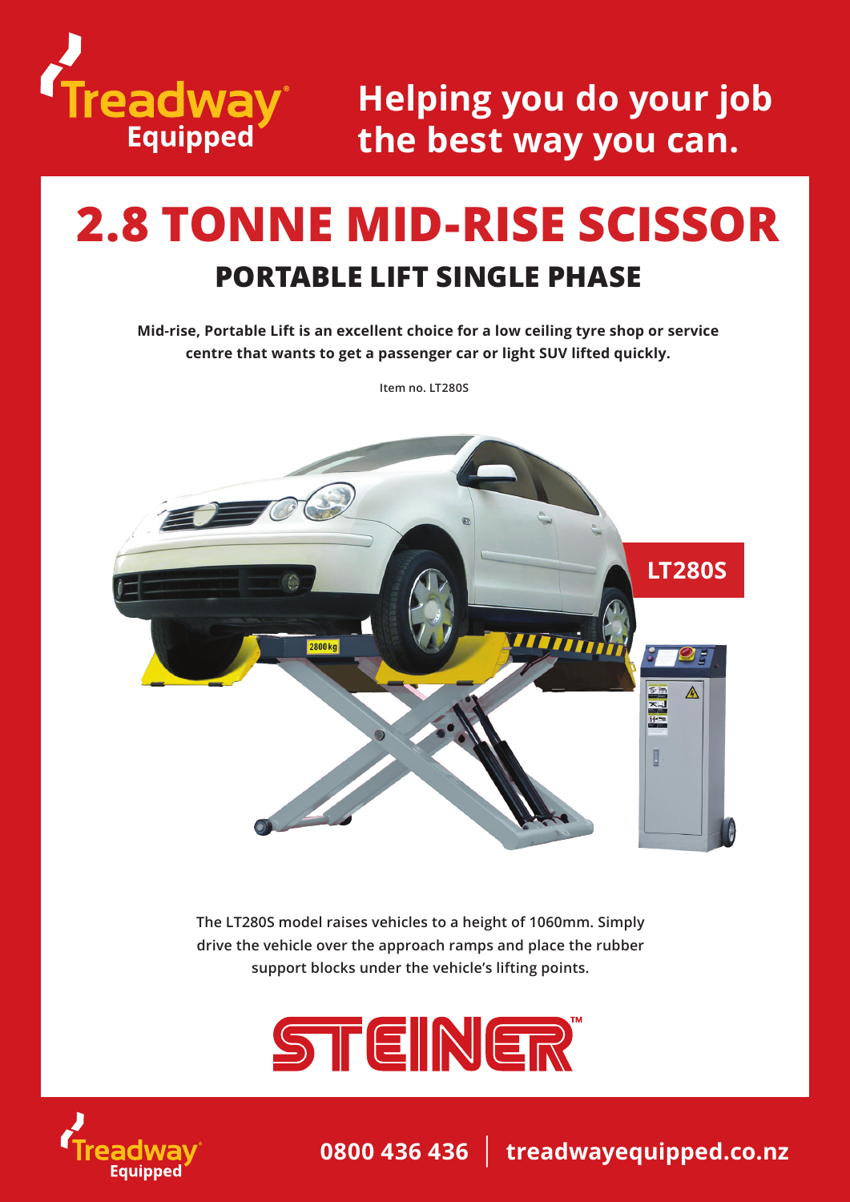Treadway Equipped

**Helping you do your job the best way you can.**

# 2.8 TONNE MID-RISE SCISSOR

## PORTABLE LIFT SINGLE PHASE

**Mid-rise, Portable Lift is an excellent choice for a low ceiling tyre shop or service centre that wants to get a passenger car or light SUV lifted quickly.**

Item no. LT280S

**LT280S**

**The LT280S model raises vehicles to a height of 1060mm. Simply drive the vehicle over the approach ramps and place the rubber support blocks under the vehicle's lifting points.**

STEINER™

**0800 436 436 | treadwayequipped.co.nz**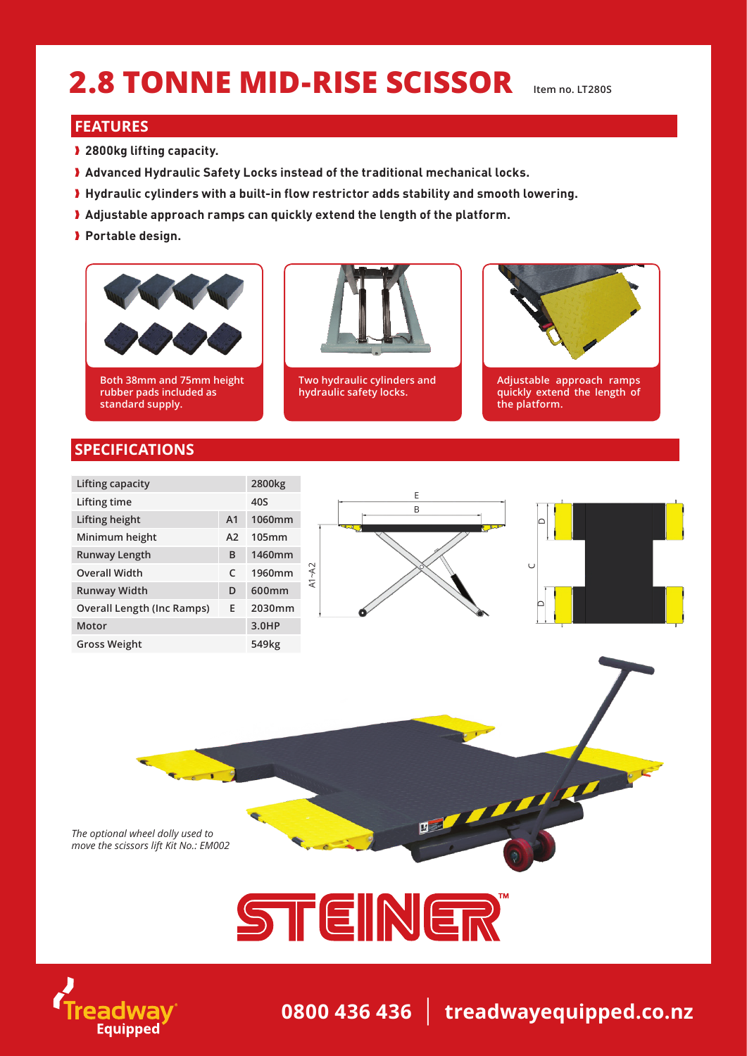# 2.8 TONNE MID-RISE SCISSOR

Item no. LT280S

## FEATURES

- 2800kg lifting capacity.
- Advanced Hydraulic Safety Locks instead of the traditional mechanical locks.
- Hydraulic cylinders with a built-in flow restrictor adds stability and smooth lowering.
- Adjustable approach ramps can quickly extend the length of the platform.
- Portable design.

Both 38mm and 75mm height rubber pads included as standard supply.

Two hydraulic cylinders and hydraulic safety locks.

Adjustable approach ramps quickly extend the length of the platform.

## SPECIFICATIONS

| | | |
|---|---|---|
| Lifting capacity | | 2800kg |
| Lifting time | | 40S |
| Lifting height | A1 | 1060mm |
| Minimum height | A2 | 105mm |
| Runway Length | B | 1460mm |
| Overall Width | C | 1960mm |
| Runway Width | D | 600mm |
| Overall Length (Inc Ramps) | E | 2030mm |
| Motor | | 3.0HP |
| Gross Weight | | 549kg |

E
B
A1-A2
C
D
D

*The optional wheel dolly used to move the scissors lift Kit No.: EM002*

STEINER™

Treadway Equipped

0800 436 436 | treadwayequipped.co.nz